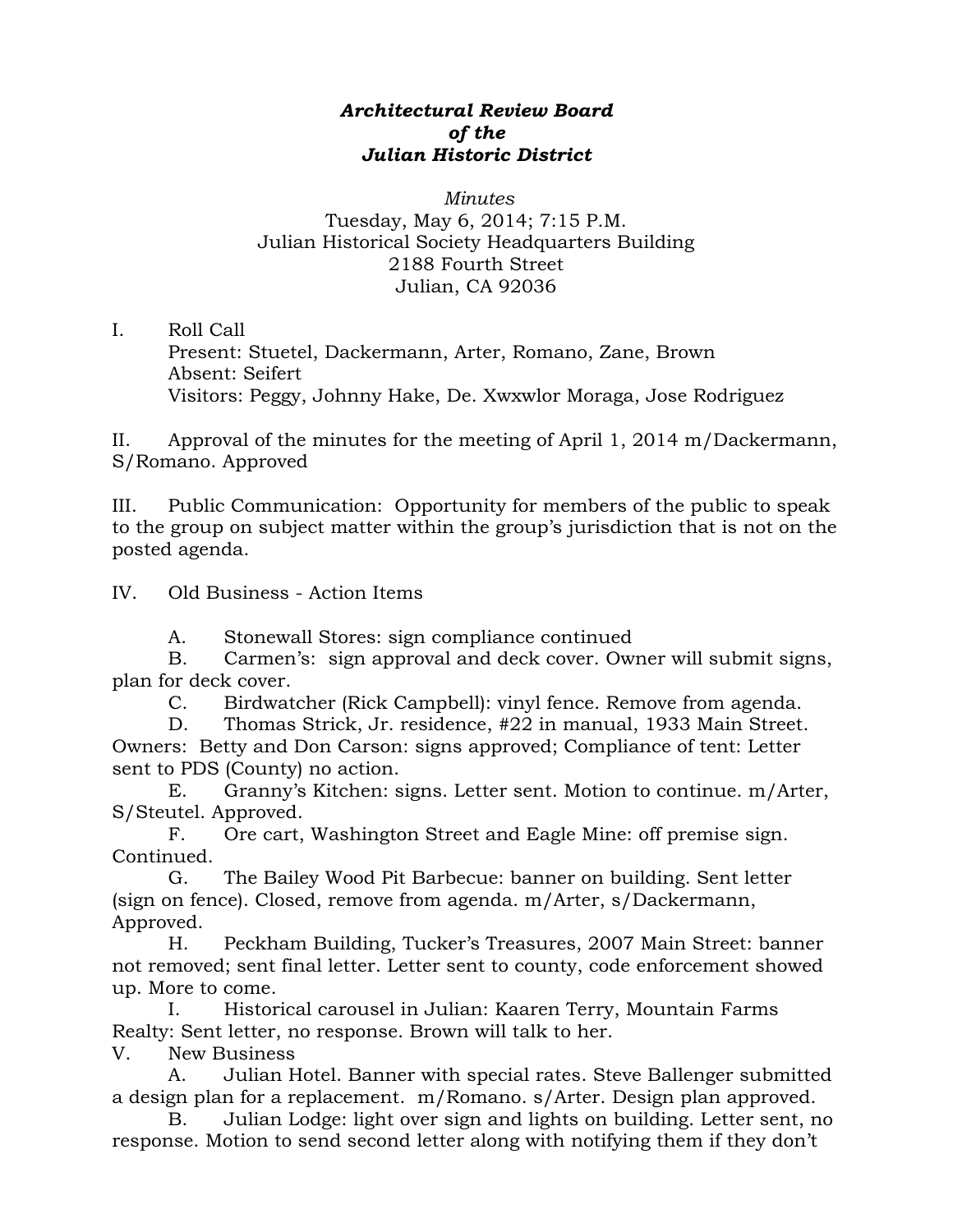***Architectural Review Board***
***of the***
***Julian Historic District***

*Minutes*
Tuesday, May 6, 2014; 7:15 P.M.
Julian Historical Society Headquarters Building
2188 Fourth Street
Julian, CA 92036

I. Roll Call
Present: Stuetel, Dackermann, Arter, Romano, Zane, Brown
Absent: Seifert
Visitors: Peggy, Johnny Hake, De. Xwxwlor Moraga, Jose Rodriguez

II. Approval of the minutes for the meeting of April 1, 2014 m/Dackermann, S/Romano. Approved

III. Public Communication: Opportunity for members of the public to speak to the group on subject matter within the group's jurisdiction that is not on the posted agenda.

IV. Old Business - Action Items

A. Stonewall Stores: sign compliance continued

B. Carmen's: sign approval and deck cover. Owner will submit signs, plan for deck cover.

C. Birdwatcher (Rick Campbell): vinyl fence. Remove from agenda.

D. Thomas Strick, Jr. residence, #22 in manual, 1933 Main Street. Owners: Betty and Don Carson: signs approved; Compliance of tent: Letter sent to PDS (County) no action.

E. Granny's Kitchen: signs. Letter sent. Motion to continue. m/Arter, S/Steutel. Approved.

F. Ore cart, Washington Street and Eagle Mine: off premise sign. Continued.

G. The Bailey Wood Pit Barbecue: banner on building. Sent letter (sign on fence). Closed, remove from agenda. m/Arter, s/Dackermann, Approved.

H. Peckham Building, Tucker's Treasures, 2007 Main Street: banner not removed; sent final letter. Letter sent to county, code enforcement showed up. More to come.

I. Historical carousel in Julian: Kaaren Terry, Mountain Farms Realty: Sent letter, no response. Brown will talk to her.

V. New Business

A. Julian Hotel. Banner with special rates. Steve Ballenger submitted a design plan for a replacement. m/Romano. s/Arter. Design plan approved.

B. Julian Lodge: light over sign and lights on building. Letter sent, no response. Motion to send second letter along with notifying them if they don't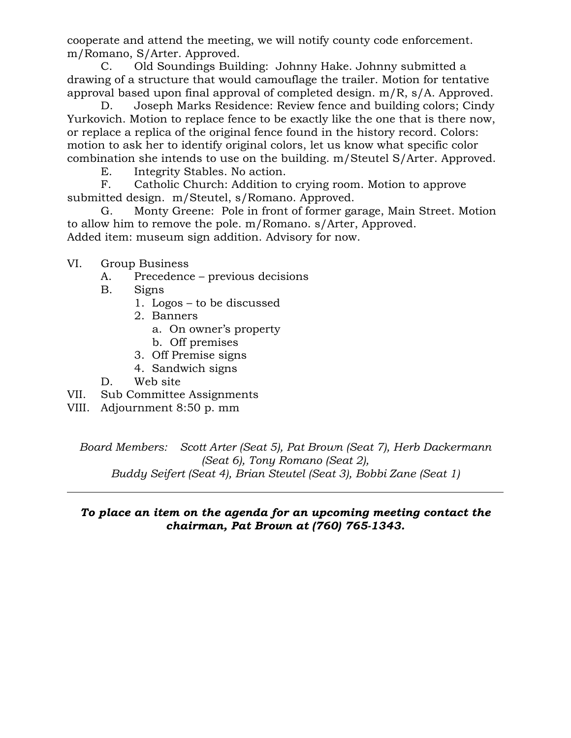cooperate and attend the meeting, we will notify county code enforcement. m/Romano, S/Arter. Approved.

C. Old Soundings Building: Johnny Hake. Johnny submitted a drawing of a structure that would camouflage the trailer. Motion for tentative approval based upon final approval of completed design. m/R, s/A. Approved.

D. Joseph Marks Residence: Review fence and building colors; Cindy Yurkovich. Motion to replace fence to be exactly like the one that is there now, or replace a replica of the original fence found in the history record. Colors: motion to ask her to identify original colors, let us know what specific color combination she intends to use on the building. m/Steutel S/Arter. Approved.

E. Integrity Stables. No action.

F. Catholic Church: Addition to crying room. Motion to approve submitted design. m/Steutel, s/Romano. Approved.

G. Monty Greene: Pole in front of former garage, Main Street. Motion to allow him to remove the pole. m/Romano. s/Arter, Approved.

Added item: museum sign addition. Advisory for now.

VI. Group Business
- A. Precedence – previous decisions
- B. Signs
  1. Logos – to be discussed
  2. Banners
     - a. On owner's property
     - b. Off premises
  3. Off Premise signs
  4. Sandwich signs
- D. Web site

VII. Sub Committee Assignments

VIII. Adjournment 8:50 p. mm

*Board Members: Scott Arter (Seat 5), Pat Brown (Seat 7), Herb Dackermann (Seat 6), Tony Romano (Seat 2), Buddy Seifert (Seat 4), Brian Steutel (Seat 3), Bobbi Zane (Seat 1)*

---

***To place an item on the agenda for an upcoming meeting contact the chairman, Pat Brown at (760) 765-1343.***